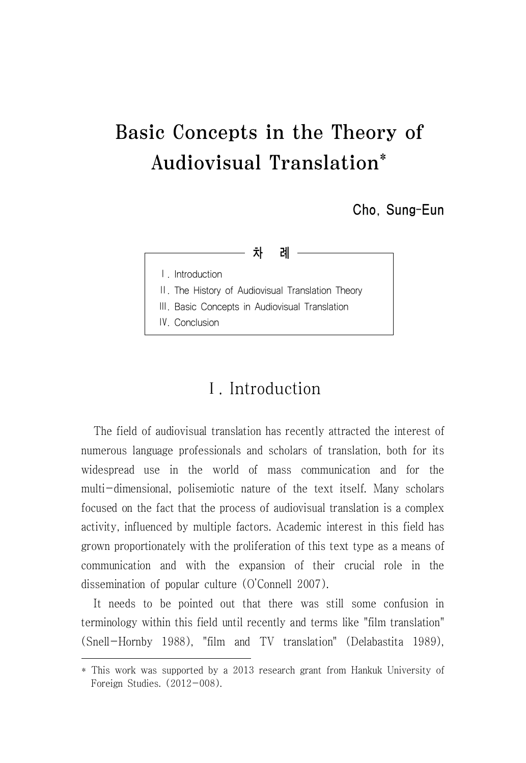# Basic Concepts in the Theory of Audiovisual Translation*

**Cho, Sung-Eun**

**차 례**

Ⅰ. Introduction
Ⅱ. The History of Audiovisual Translation Theory
Ⅲ. Basic Concepts in Audiovisual Translation
Ⅳ. Conclusion

## Ⅰ. Introduction

The field of audiovisual translation has recently attracted the interest of numerous language professionals and scholars of translation, both for its widespread use in the world of mass communication and for the multi-dimensional, polisemiotic nature of the text itself. Many scholars focused on the fact that the process of audiovisual translation is a complex activity, influenced by multiple factors. Academic interest in this field has grown proportionately with the proliferation of this text type as a means of communication and with the expansion of their crucial role in the dissemination of popular culture (O'Connell 2007).

It needs to be pointed out that there was still some confusion in terminology within this field until recently and terms like "film translation" (Snell-Hornby 1988), "film and TV translation" (Delabastita 1989),

---

* This work was supported by a 2013 research grant from Hankuk University of Foreign Studies. (2012-008).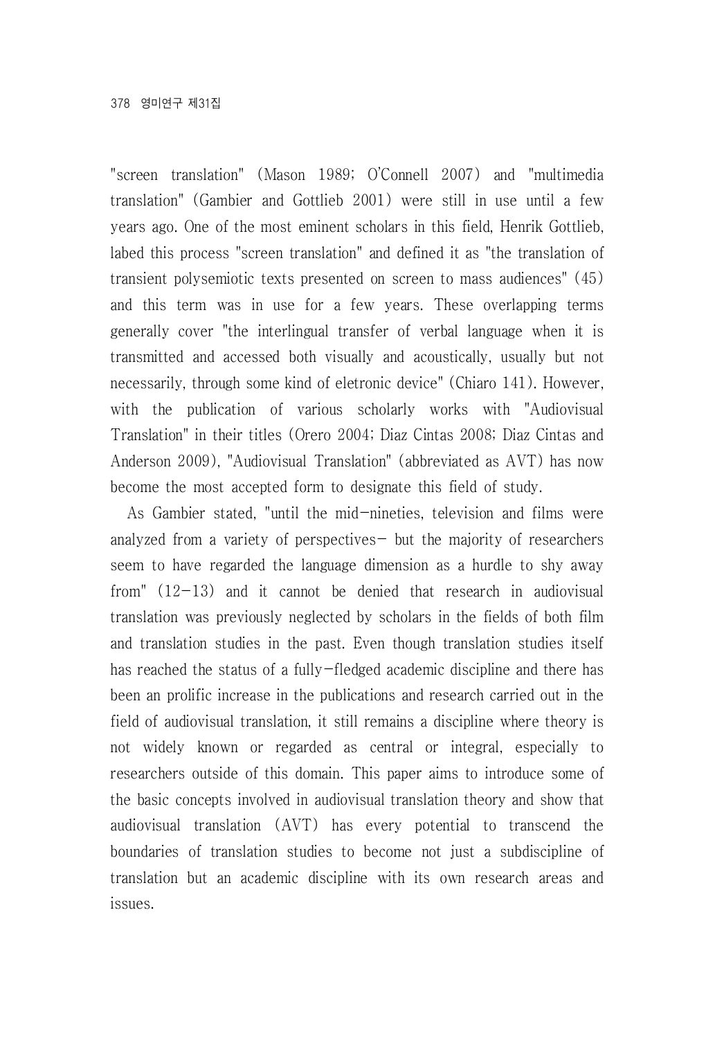"screen translation" (Mason 1989; O'Connell 2007) and "multimedia translation" (Gambier and Gottlieb 2001) were still in use until a few years ago. One of the most eminent scholars in this field, Henrik Gottlieb, labed this process "screen translation" and defined it as "the translation of transient polysemiotic texts presented on screen to mass audiences" (45) and this term was in use for a few years. These overlapping terms generally cover "the interlingual transfer of verbal language when it is transmitted and accessed both visually and acoustically, usually but not necessarily, through some kind of eletronic device" (Chiaro 141). However, with the publication of various scholarly works with "Audiovisual Translation" in their titles (Orero 2004; Diaz Cintas 2008; Diaz Cintas and Anderson 2009), "Audiovisual Translation" (abbreviated as AVT) has now become the most accepted form to designate this field of study.

As Gambier stated, "until the mid-nineties, television and films were analyzed from a variety of perspectives- but the majority of researchers seem to have regarded the language dimension as a hurdle to shy away from" (12-13) and it cannot be denied that research in audiovisual translation was previously neglected by scholars in the fields of both film and translation studies in the past. Even though translation studies itself has reached the status of a fully-fledged academic discipline and there has been an prolific increase in the publications and research carried out in the field of audiovisual translation, it still remains a discipline where theory is not widely known or regarded as central or integral, especially to researchers outside of this domain. This paper aims to introduce some of the basic concepts involved in audiovisual translation theory and show that audiovisual translation (AVT) has every potential to transcend the boundaries of translation studies to become not just a subdiscipline of translation but an academic discipline with its own research areas and issues.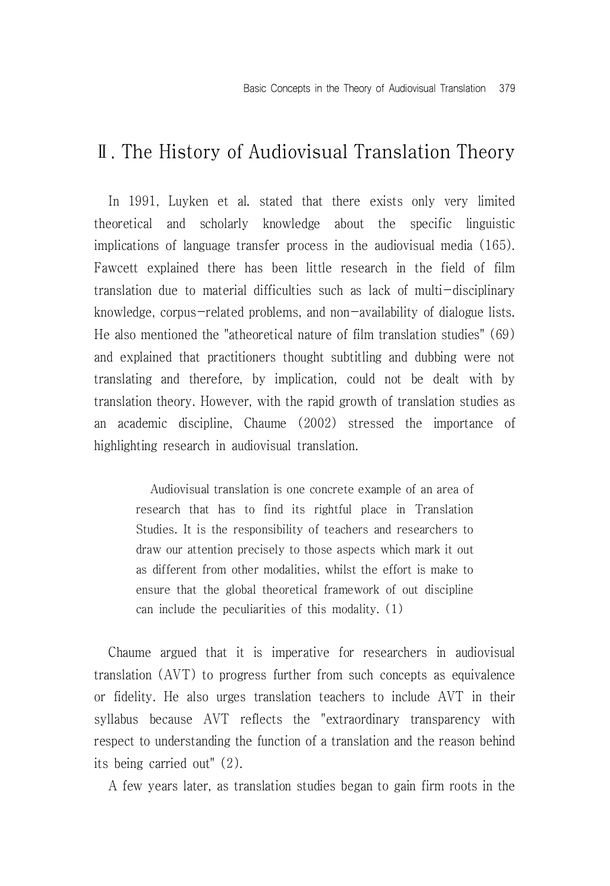## Ⅱ. The History of Audiovisual Translation Theory

In 1991, Luyken et al. stated that there exists only very limited theoretical and scholarly knowledge about the specific linguistic implications of language transfer process in the audiovisual media (165). Fawcett explained there has been little research in the field of film translation due to material difficulties such as lack of multi-disciplinary knowledge, corpus-related problems, and non-availability of dialogue lists. He also mentioned the "atheoretical nature of film translation studies" (69) and explained that practitioners thought subtitling and dubbing were not translating and therefore, by implication, could not be dealt with by translation theory. However, with the rapid growth of translation studies as an academic discipline, Chaume (2002) stressed the importance of highlighting research in audiovisual translation.

> Audiovisual translation is one concrete example of an area of research that has to find its rightful place in Translation Studies. It is the responsibility of teachers and researchers to draw our attention precisely to those aspects which mark it out as different from other modalities, whilst the effort is make to ensure that the global theoretical framework of out discipline can include the peculiarities of this modality. (1)

Chaume argued that it is imperative for researchers in audiovisual translation (AVT) to progress further from such concepts as equivalence or fidelity. He also urges translation teachers to include AVT in their syllabus because AVT reflects the "extraordinary transparency with respect to understanding the function of a translation and the reason behind its being carried out" (2).

A few years later, as translation studies began to gain firm roots in the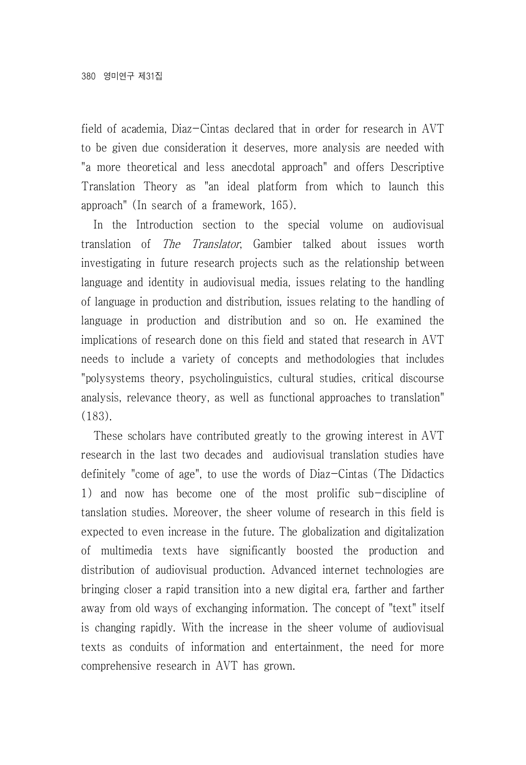field of academia, Diaz-Cintas declared that in order for research in AVT to be given due consideration it deserves, more analysis are needed with "a more theoretical and less anecdotal approach" and offers Descriptive Translation Theory as "an ideal platform from which to launch this approach" (In search of a framework, 165).

In the Introduction section to the special volume on audiovisual translation of *The Translator*, Gambier talked about issues worth investigating in future research projects such as the relationship between language and identity in audiovisual media, issues relating to the handling of language in production and distribution, issues relating to the handling of language in production and distribution and so on. He examined the implications of research done on this field and stated that research in AVT needs to include a variety of concepts and methodologies that includes "polysystems theory, psycholinguistics, cultural studies, critical discourse analysis, relevance theory, as well as functional approaches to translation" (183).

These scholars have contributed greatly to the growing interest in AVT research in the last two decades and audiovisual translation studies have definitely "come of age", to use the words of Diaz-Cintas (The Didactics 1) and now has become one of the most prolific sub-discipline of tanslation studies. Moreover, the sheer volume of research in this field is expected to even increase in the future. The globalization and digitalization of multimedia texts have significantly boosted the production and distribution of audiovisual production. Advanced internet technologies are bringing closer a rapid transition into a new digital era, farther and farther away from old ways of exchanging information. The concept of "text" itself is changing rapidly. With the increase in the sheer volume of audiovisual texts as conduits of information and entertainment, the need for more comprehensive research in AVT has grown.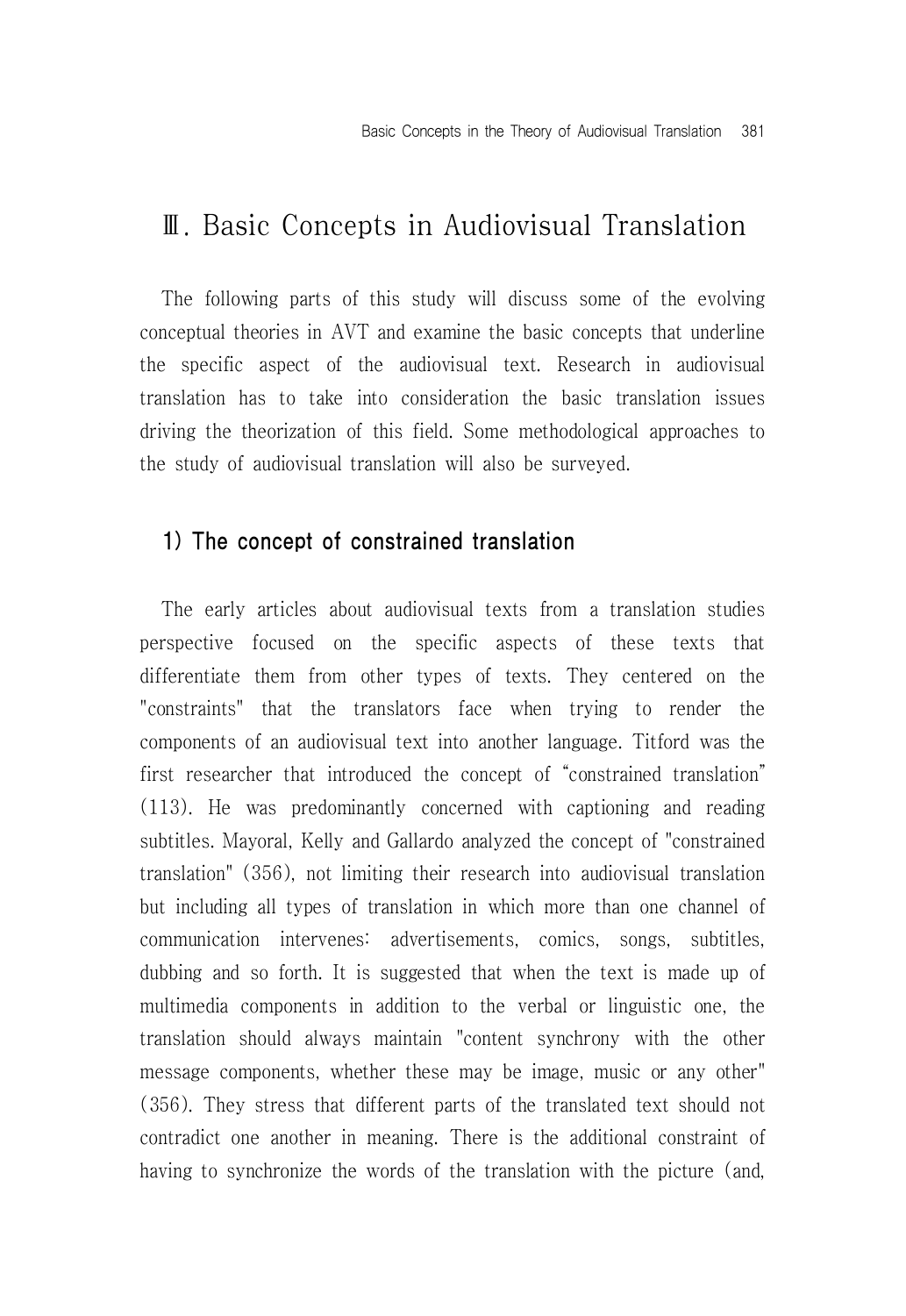# Ⅲ. Basic Concepts in Audiovisual Translation

The following parts of this study will discuss some of the evolving conceptual theories in AVT and examine the basic concepts that underline the specific aspect of the audiovisual text. Research in audiovisual translation has to take into consideration the basic translation issues driving the theorization of this field. Some methodological approaches to the study of audiovisual translation will also be surveyed.

## 1) The concept of constrained translation

The early articles about audiovisual texts from a translation studies perspective focused on the specific aspects of these texts that differentiate them from other types of texts. They centered on the "constraints" that the translators face when trying to render the components of an audiovisual text into another language. Titford was the first researcher that introduced the concept of "constrained translation" (113). He was predominantly concerned with captioning and reading subtitles. Mayoral, Kelly and Gallardo analyzed the concept of "constrained translation" (356), not limiting their research into audiovisual translation but including all types of translation in which more than one channel of communication intervenes: advertisements, comics, songs, subtitles, dubbing and so forth. It is suggested that when the text is made up of multimedia components in addition to the verbal or linguistic one, the translation should always maintain "content synchrony with the other message components, whether these may be image, music or any other" (356). They stress that different parts of the translated text should not contradict one another in meaning. There is the additional constraint of having to synchronize the words of the translation with the picture (and,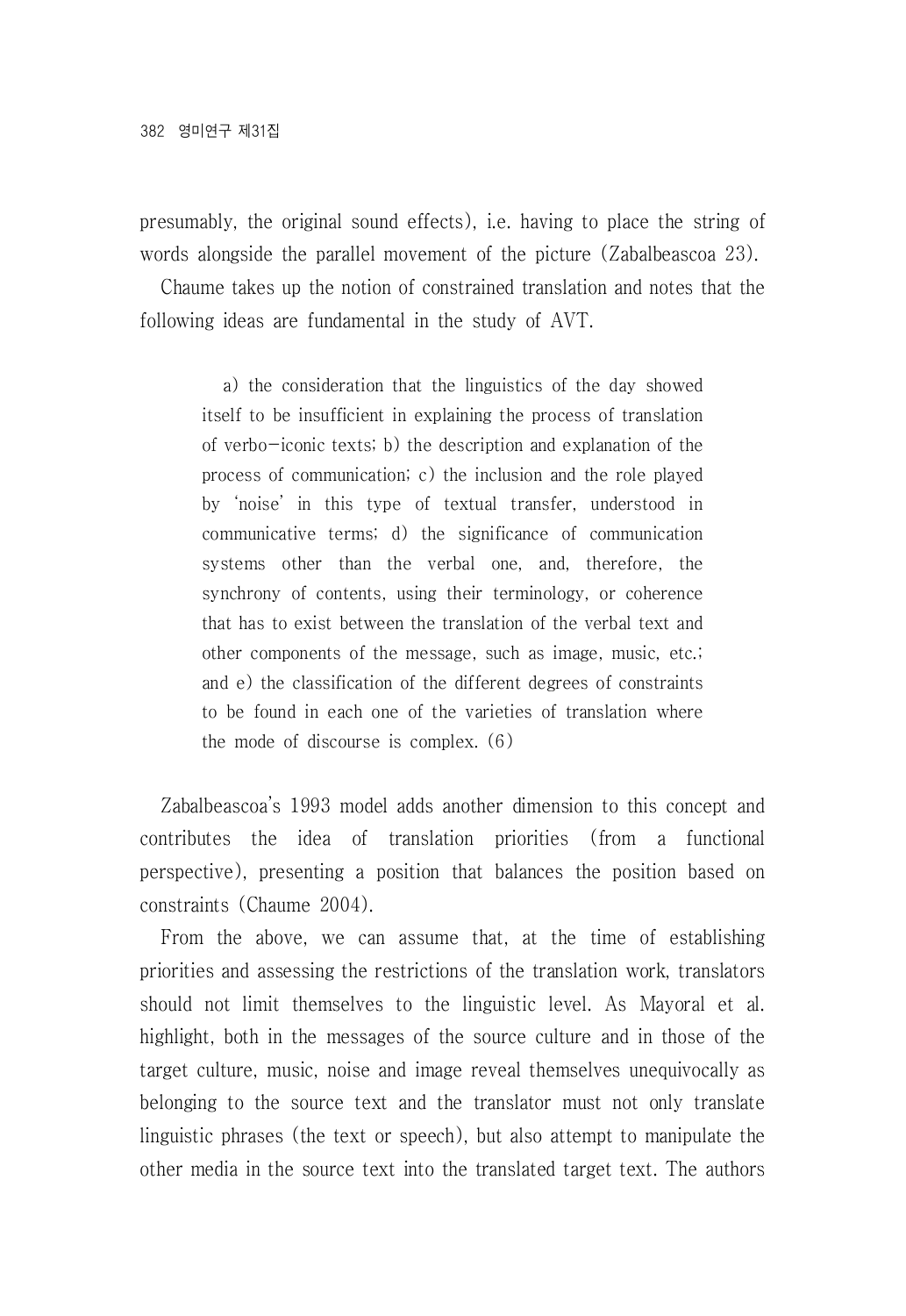presumably, the original sound effects), i.e. having to place the string of words alongside the parallel movement of the picture (Zabalbeascoa 23).

Chaume takes up the notion of constrained translation and notes that the following ideas are fundamental in the study of AVT.

> a) the consideration that the linguistics of the day showed itself to be insufficient in explaining the process of translation of verbo-iconic texts; b) the description and explanation of the process of communication; c) the inclusion and the role played by 'noise' in this type of textual transfer, understood in communicative terms; d) the significance of communication systems other than the verbal one, and, therefore, the synchrony of contents, using their terminology, or coherence that has to exist between the translation of the verbal text and other components of the message, such as image, music, etc.; and e) the classification of the different degrees of constraints to be found in each one of the varieties of translation where the mode of discourse is complex. (6)

Zabalbeascoa's 1993 model adds another dimension to this concept and contributes the idea of translation priorities (from a functional perspective), presenting a position that balances the position based on constraints (Chaume 2004).

From the above, we can assume that, at the time of establishing priorities and assessing the restrictions of the translation work, translators should not limit themselves to the linguistic level. As Mayoral et al. highlight, both in the messages of the source culture and in those of the target culture, music, noise and image reveal themselves unequivocally as belonging to the source text and the translator must not only translate linguistic phrases (the text or speech), but also attempt to manipulate the other media in the source text into the translated target text. The authors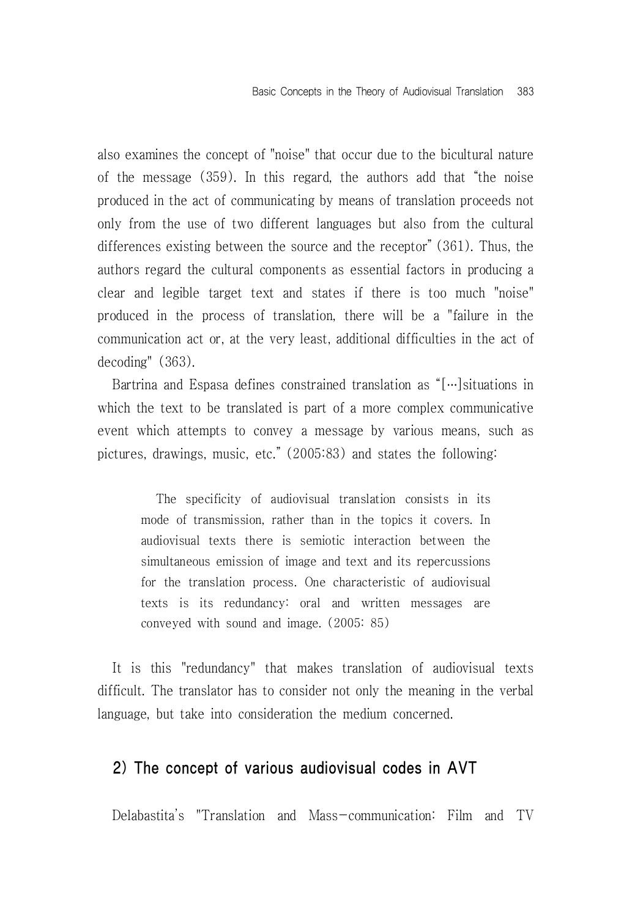also examines the concept of "noise" that occur due to the bicultural nature of the message (359). In this regard, the authors add that "the noise produced in the act of communicating by means of translation proceeds not only from the use of two different languages but also from the cultural differences existing between the source and the receptor" (361). Thus, the authors regard the cultural components as essential factors in producing a clear and legible target text and states if there is too much "noise" produced in the process of translation, there will be a "failure in the communication act or, at the very least, additional difficulties in the act of decoding" (363).

Bartrina and Espasa defines constrained translation as "[…]situations in which the text to be translated is part of a more complex communicative event which attempts to convey a message by various means, such as pictures, drawings, music, etc." (2005:83) and states the following:

> The specificity of audiovisual translation consists in its mode of transmission, rather than in the topics it covers. In audiovisual texts there is semiotic interaction between the simultaneous emission of image and text and its repercussions for the translation process. One characteristic of audiovisual texts is its redundancy: oral and written messages are conveyed with sound and image. (2005: 85)

It is this "redundancy" that makes translation of audiovisual texts difficult. The translator has to consider not only the meaning in the verbal language, but take into consideration the medium concerned.

## 2) The concept of various audiovisual codes in AVT

Delabastita's "Translation and Mass-communication: Film and TV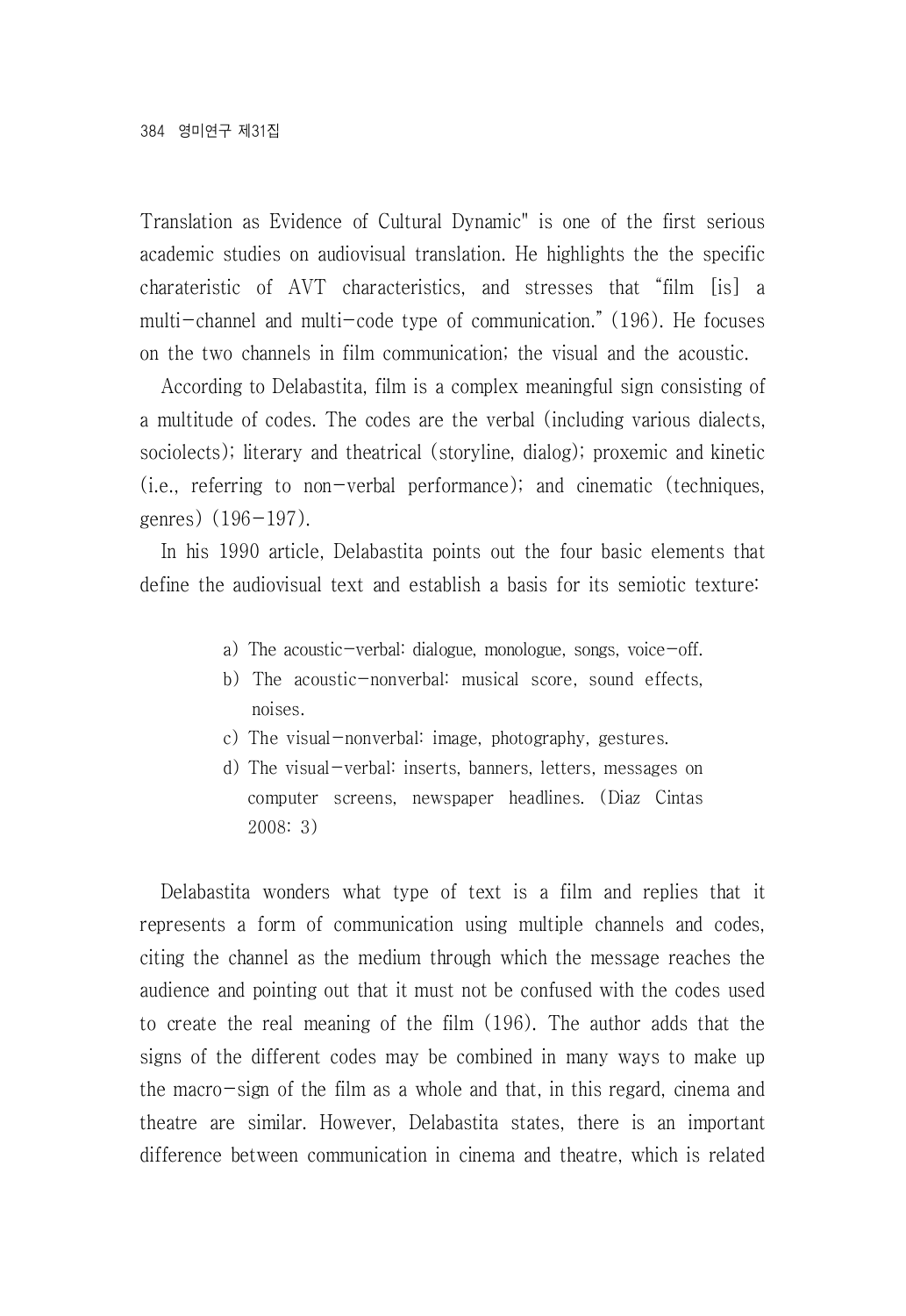Translation as Evidence of Cultural Dynamic" is one of the first serious academic studies on audiovisual translation. He highlights the the specific charateristic of AVT characteristics, and stresses that "film [is] a multi-channel and multi-code type of communication." (196). He focuses on the two channels in film communication; the visual and the acoustic.

According to Delabastita, film is a complex meaningful sign consisting of a multitude of codes. The codes are the verbal (including various dialects, sociolects); literary and theatrical (storyline, dialog); proxemic and kinetic (i.e., referring to non-verbal performance); and cinematic (techniques, genres) (196-197).

In his 1990 article, Delabastita points out the four basic elements that define the audiovisual text and establish a basis for its semiotic texture:

> a) The acoustic-verbal: dialogue, monologue, songs, voice-off.
> b) The acoustic-nonverbal: musical score, sound effects, noises.
> c) The visual-nonverbal: image, photography, gestures.
> d) The visual-verbal: inserts, banners, letters, messages on computer screens, newspaper headlines. (Diaz Cintas 2008: 3)

Delabastita wonders what type of text is a film and replies that it represents a form of communication using multiple channels and codes, citing the channel as the medium through which the message reaches the audience and pointing out that it must not be confused with the codes used to create the real meaning of the film (196). The author adds that the signs of the different codes may be combined in many ways to make up the macro-sign of the film as a whole and that, in this regard, cinema and theatre are similar. However, Delabastita states, there is an important difference between communication in cinema and theatre, which is related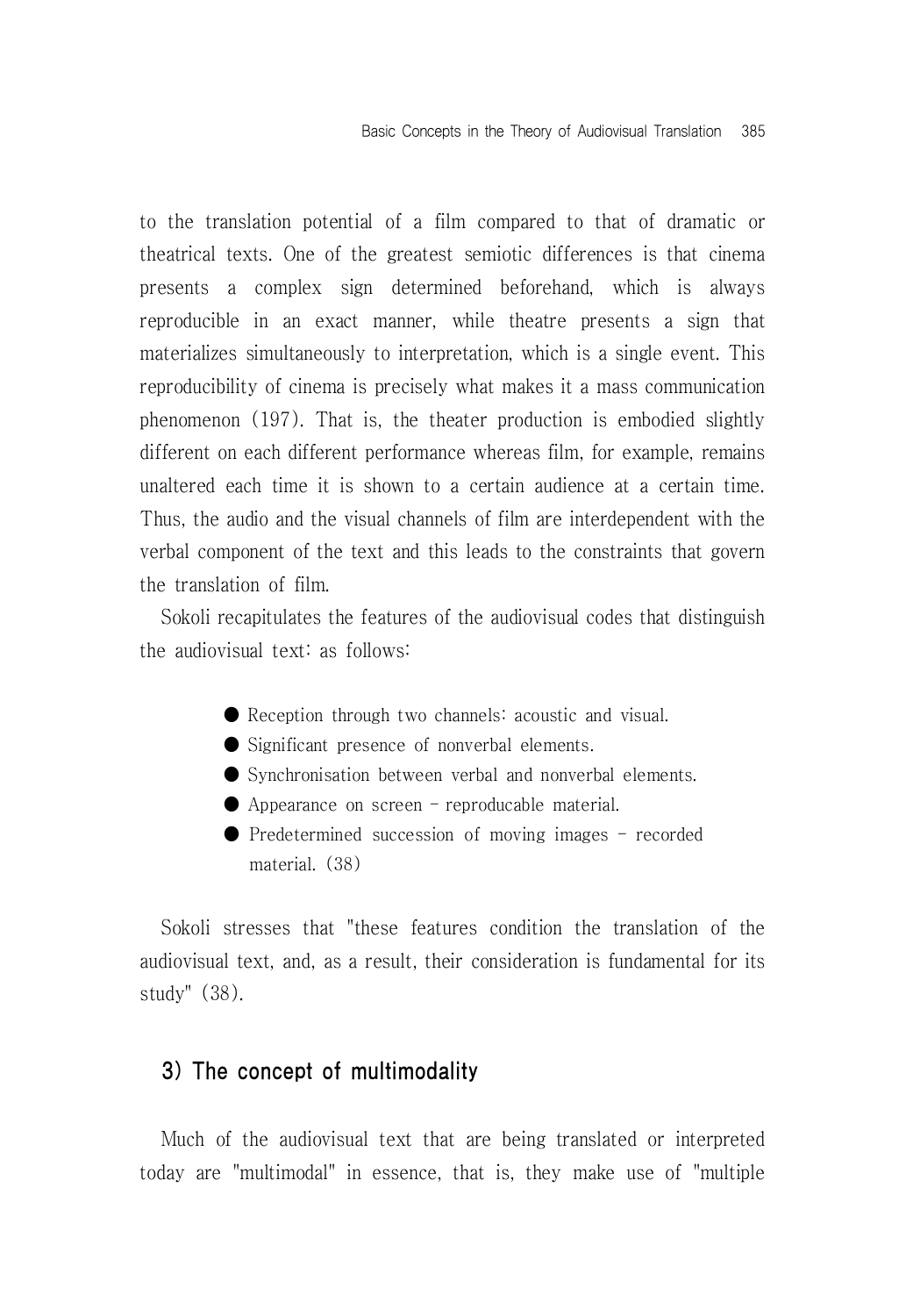to the translation potential of a film compared to that of dramatic or theatrical texts. One of the greatest semiotic differences is that cinema presents a complex sign determined beforehand, which is always reproducible in an exact manner, while theatre presents a sign that materializes simultaneously to interpretation, which is a single event. This reproducibility of cinema is precisely what makes it a mass communication phenomenon (197). That is, the theater production is embodied slightly different on each different performance whereas film, for example, remains unaltered each time it is shown to a certain audience at a certain time. Thus, the audio and the visual channels of film are interdependent with the verbal component of the text and this leads to the constraints that govern the translation of film.

Sokoli recapitulates the features of the audiovisual codes that distinguish the audiovisual text: as follows:

- Reception through two channels: acoustic and visual.
- Significant presence of nonverbal elements.
- Synchronisation between verbal and nonverbal elements.
- Appearance on screen - reproducable material.
- Predetermined succession of moving images - recorded material. (38)

Sokoli stresses that "these features condition the translation of the audiovisual text, and, as a result, their consideration is fundamental for its study" (38).

### 3) The concept of multimodality

Much of the audiovisual text that are being translated or interpreted today are "multimodal" in essence, that is, they make use of "multiple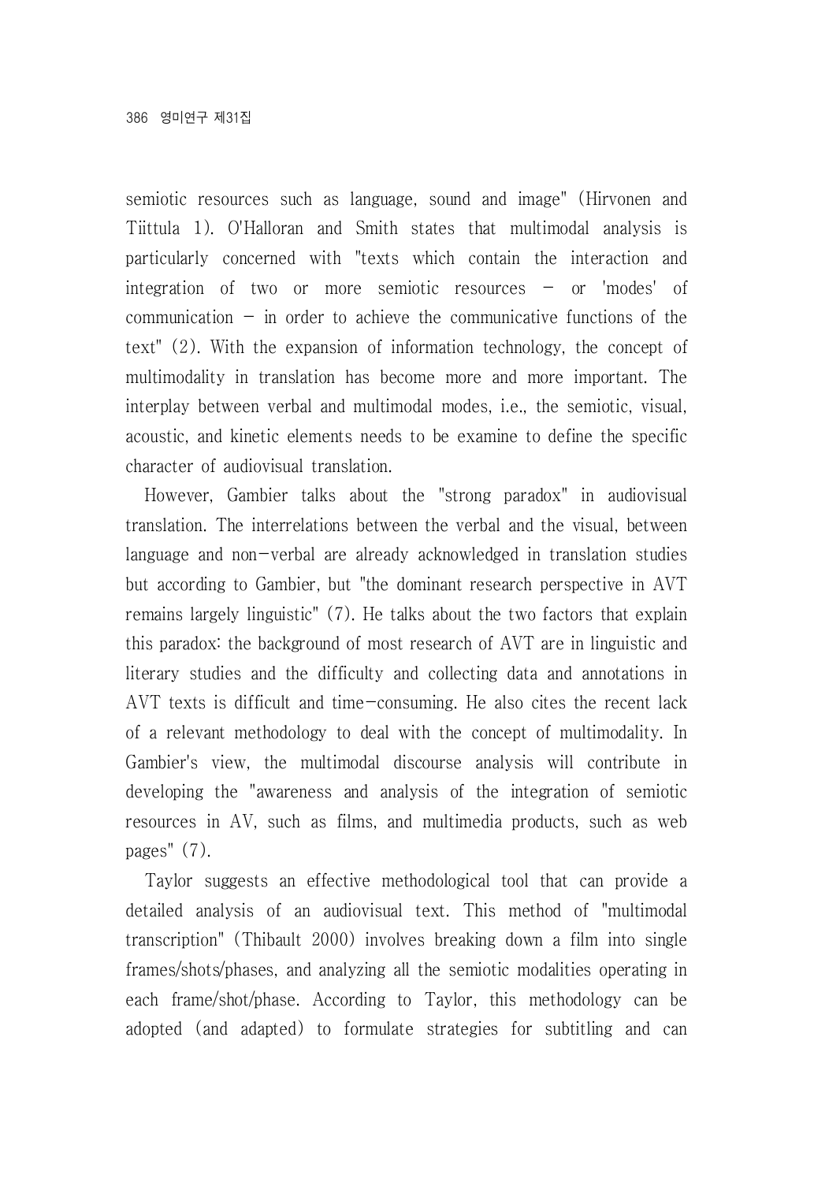semiotic resources such as language, sound and image" (Hirvonen and Tiittula 1). O'Halloran and Smith states that multimodal analysis is particularly concerned with "texts which contain the interaction and integration of two or more semiotic resources – or 'modes' of communication – in order to achieve the communicative functions of the text" (2). With the expansion of information technology, the concept of multimodality in translation has become more and more important. The interplay between verbal and multimodal modes, i.e., the semiotic, visual, acoustic, and kinetic elements needs to be examine to define the specific character of audiovisual translation.

However, Gambier talks about the "strong paradox" in audiovisual translation. The interrelations between the verbal and the visual, between language and non-verbal are already acknowledged in translation studies but according to Gambier, but "the dominant research perspective in AVT remains largely linguistic" (7). He talks about the two factors that explain this paradox: the background of most research of AVT are in linguistic and literary studies and the difficulty and collecting data and annotations in AVT texts is difficult and time-consuming. He also cites the recent lack of a relevant methodology to deal with the concept of multimodality. In Gambier's view, the multimodal discourse analysis will contribute in developing the "awareness and analysis of the integration of semiotic resources in AV, such as films, and multimedia products, such as web pages" (7).

Taylor suggests an effective methodological tool that can provide a detailed analysis of an audiovisual text. This method of "multimodal transcription" (Thibault 2000) involves breaking down a film into single frames/shots/phases, and analyzing all the semiotic modalities operating in each frame/shot/phase. According to Taylor, this methodology can be adopted (and adapted) to formulate strategies for subtitling and can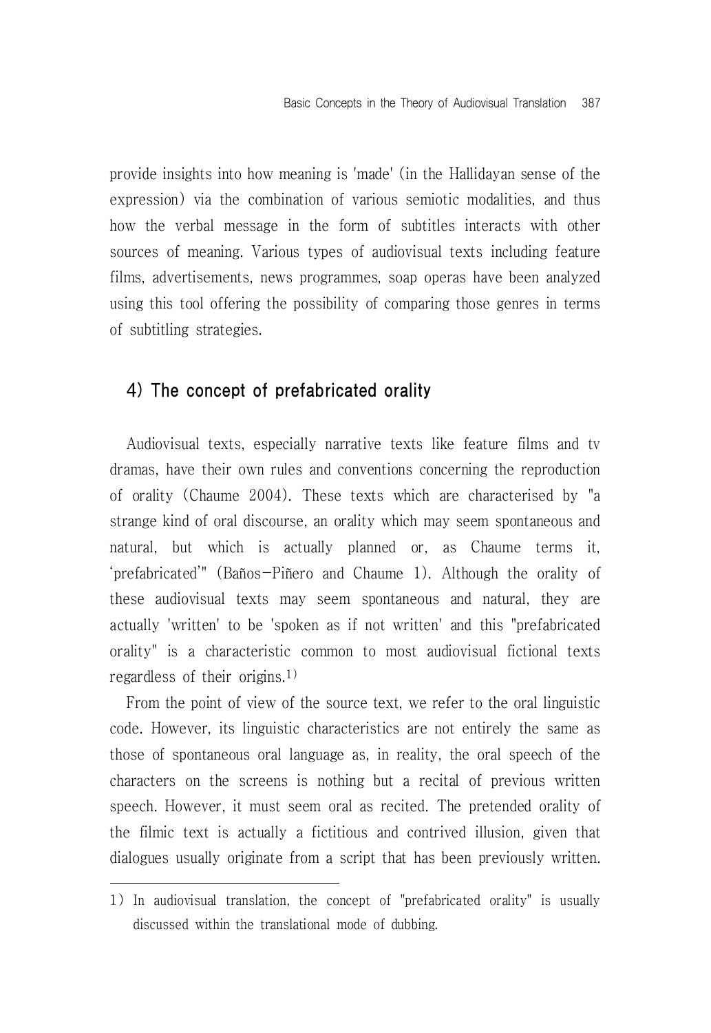provide insights into how meaning is 'made' (in the Hallidayan sense of the expression) via the combination of various semiotic modalities, and thus how the verbal message in the form of subtitles interacts with other sources of meaning. Various types of audiovisual texts including feature films, advertisements, news programmes, soap operas have been analyzed using this tool offering the possibility of comparing those genres in terms of subtitling strategies.

### 4) The concept of prefabricated orality

Audiovisual texts, especially narrative texts like feature films and tv dramas, have their own rules and conventions concerning the reproduction of orality (Chaume 2004). These texts which are characterised by "a strange kind of oral discourse, an orality which may seem spontaneous and natural, but which is actually planned or, as Chaume terms it, 'prefabricated'" (Baños-Piñero and Chaume 1). Although the orality of these audiovisual texts may seem spontaneous and natural, they are actually 'written' to be 'spoken as if not written' and this "prefabricated orality" is a characteristic common to most audiovisual fictional texts regardless of their origins.[1)]

From the point of view of the source text, we refer to the oral linguistic code. However, its linguistic characteristics are not entirely the same as those of spontaneous oral language as, in reality, the oral speech of the characters on the screens is nothing but a recital of previous written speech. However, it must seem oral as recited. The pretended orality of the filmic text is actually a fictitious and contrived illusion, given that dialogues usually originate from a script that has been previously written.

---

1) In audiovisual translation, the concept of "prefabricated orality" is usually discussed within the translational mode of dubbing.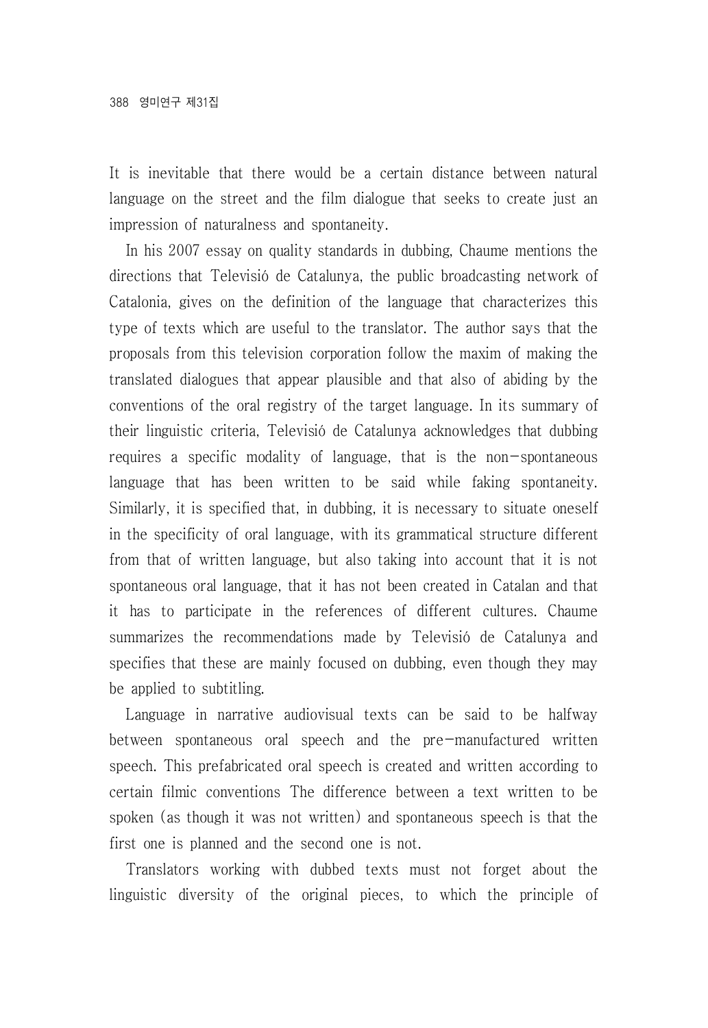It is inevitable that there would be a certain distance between natural language on the street and the film dialogue that seeks to create just an impression of naturalness and spontaneity.

In his 2007 essay on quality standards in dubbing, Chaume mentions the directions that Televisió de Catalunya, the public broadcasting network of Catalonia, gives on the definition of the language that characterizes this type of texts which are useful to the translator. The author says that the proposals from this television corporation follow the maxim of making the translated dialogues that appear plausible and that also of abiding by the conventions of the oral registry of the target language. In its summary of their linguistic criteria, Televisió de Catalunya acknowledges that dubbing requires a specific modality of language, that is the non-spontaneous language that has been written to be said while faking spontaneity. Similarly, it is specified that, in dubbing, it is necessary to situate oneself in the specificity of oral language, with its grammatical structure different from that of written language, but also taking into account that it is not spontaneous oral language, that it has not been created in Catalan and that it has to participate in the references of different cultures. Chaume summarizes the recommendations made by Televisió de Catalunya and specifies that these are mainly focused on dubbing, even though they may be applied to subtitling.

Language in narrative audiovisual texts can be said to be halfway between spontaneous oral speech and the pre-manufactured written speech. This prefabricated oral speech is created and written according to certain filmic conventions The difference between a text written to be spoken (as though it was not written) and spontaneous speech is that the first one is planned and the second one is not.

Translators working with dubbed texts must not forget about the linguistic diversity of the original pieces, to which the principle of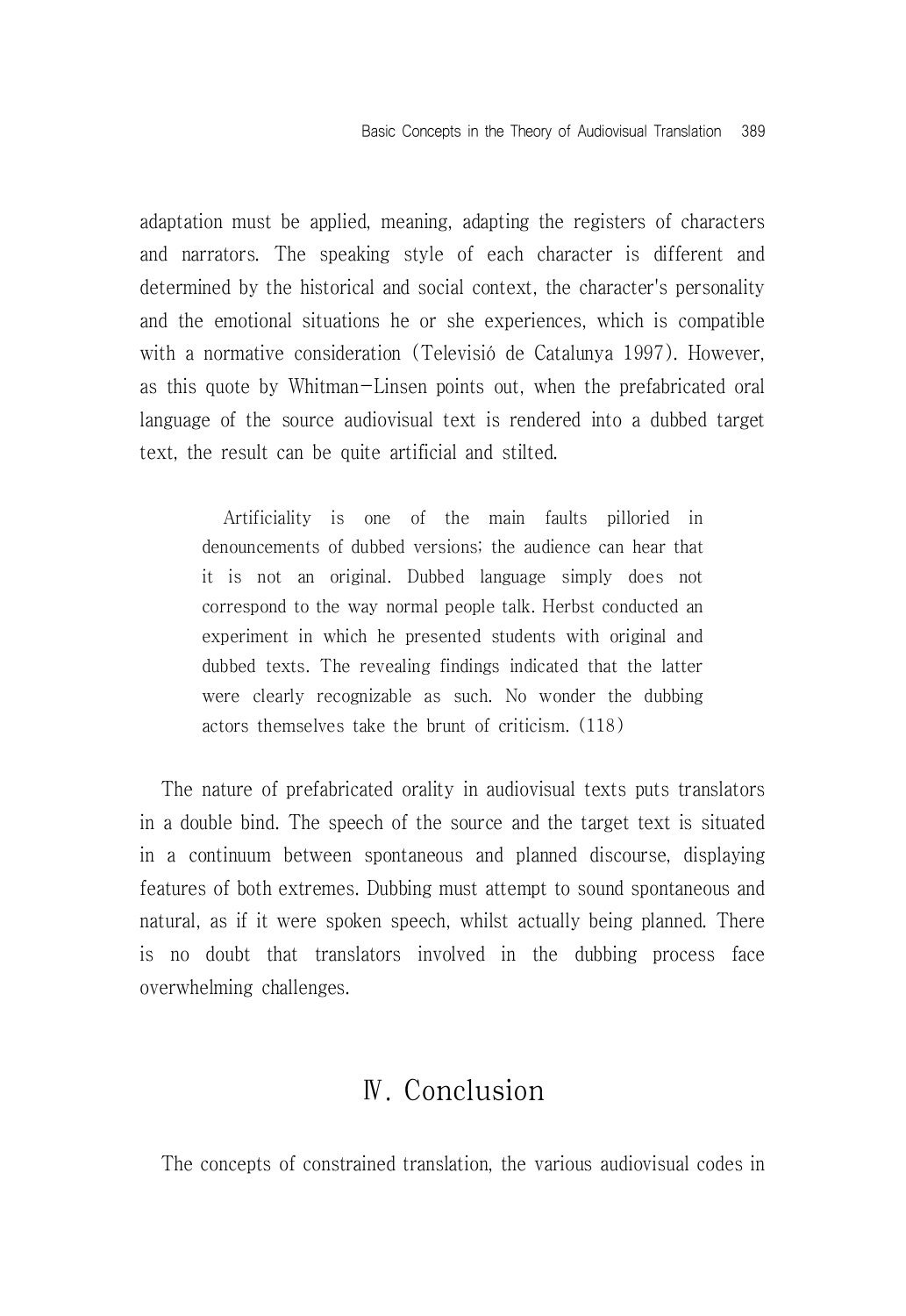adaptation must be applied, meaning, adapting the registers of characters and narrators. The speaking style of each character is different and determined by the historical and social context, the character's personality and the emotional situations he or she experiences, which is compatible with a normative consideration (Televisió de Catalunya 1997). However, as this quote by Whitman-Linsen points out, when the prefabricated oral language of the source audiovisual text is rendered into a dubbed target text, the result can be quite artificial and stilted.

> Artificiality is one of the main faults pilloried in denouncements of dubbed versions; the audience can hear that it is not an original. Dubbed language simply does not correspond to the way normal people talk. Herbst conducted an experiment in which he presented students with original and dubbed texts. The revealing findings indicated that the latter were clearly recognizable as such. No wonder the dubbing actors themselves take the brunt of criticism. (118)

The nature of prefabricated orality in audiovisual texts puts translators in a double bind. The speech of the source and the target text is situated in a continuum between spontaneous and planned discourse, displaying features of both extremes. Dubbing must attempt to sound spontaneous and natural, as if it were spoken speech, whilst actually being planned. There is no doubt that translators involved in the dubbing process face overwhelming challenges.

## Ⅳ. Conclusion

The concepts of constrained translation, the various audiovisual codes in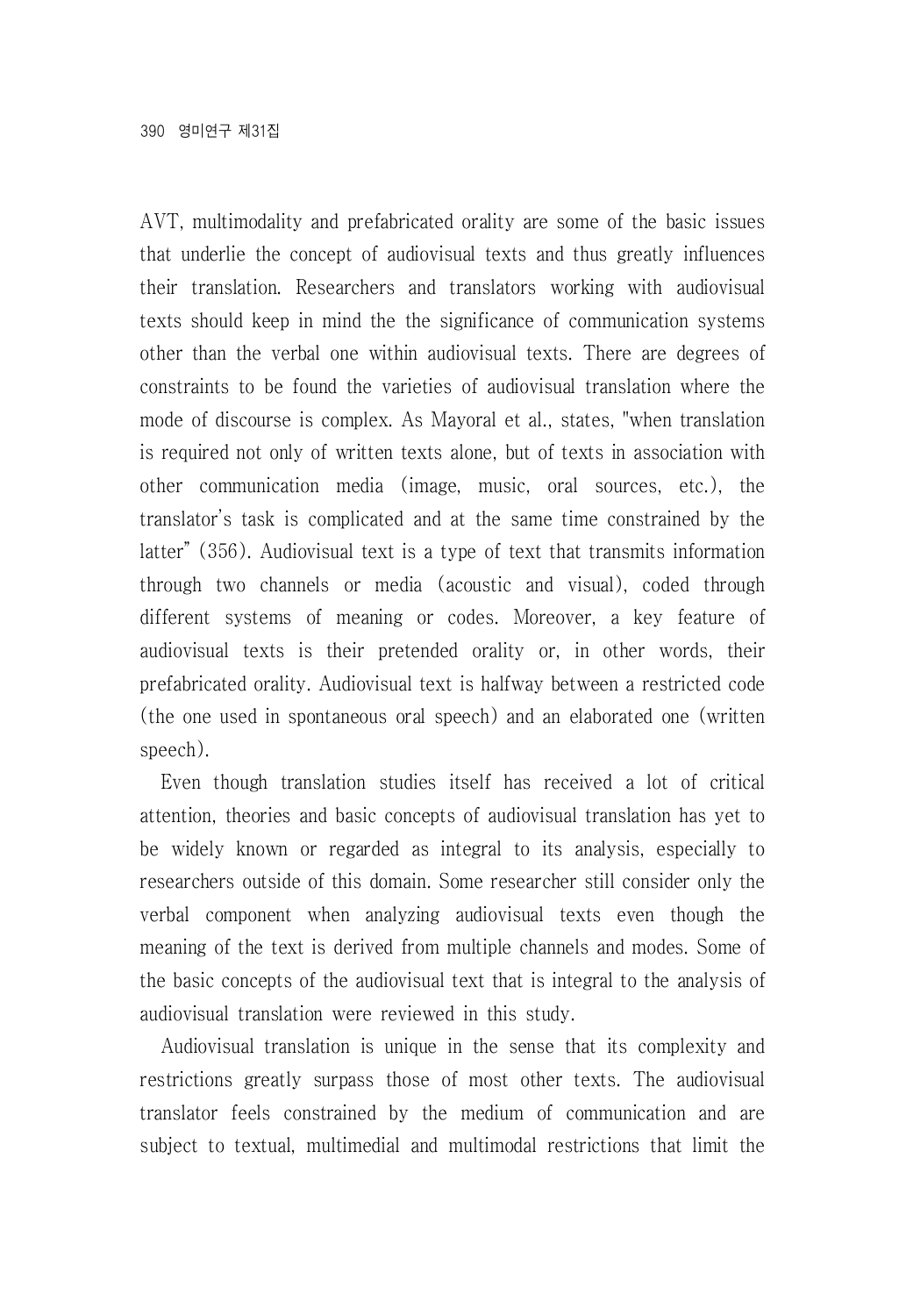AVT, multimodality and prefabricated orality are some of the basic issues that underlie the concept of audiovisual texts and thus greatly influences their translation. Researchers and translators working with audiovisual texts should keep in mind the the significance of communication systems other than the verbal one within audiovisual texts. There are degrees of constraints to be found the varieties of audiovisual translation where the mode of discourse is complex. As Mayoral et al., states, "when translation is required not only of written texts alone, but of texts in association with other communication media (image, music, oral sources, etc.), the translator's task is complicated and at the same time constrained by the latter" (356). Audiovisual text is a type of text that transmits information through two channels or media (acoustic and visual), coded through different systems of meaning or codes. Moreover, a key feature of audiovisual texts is their pretended orality or, in other words, their prefabricated orality. Audiovisual text is halfway between a restricted code (the one used in spontaneous oral speech) and an elaborated one (written speech).

Even though translation studies itself has received a lot of critical attention, theories and basic concepts of audiovisual translation has yet to be widely known or regarded as integral to its analysis, especially to researchers outside of this domain. Some researcher still consider only the verbal component when analyzing audiovisual texts even though the meaning of the text is derived from multiple channels and modes. Some of the basic concepts of the audiovisual text that is integral to the analysis of audiovisual translation were reviewed in this study.

Audiovisual translation is unique in the sense that its complexity and restrictions greatly surpass those of most other texts. The audiovisual translator feels constrained by the medium of communication and are subject to textual, multimedial and multimodal restrictions that limit the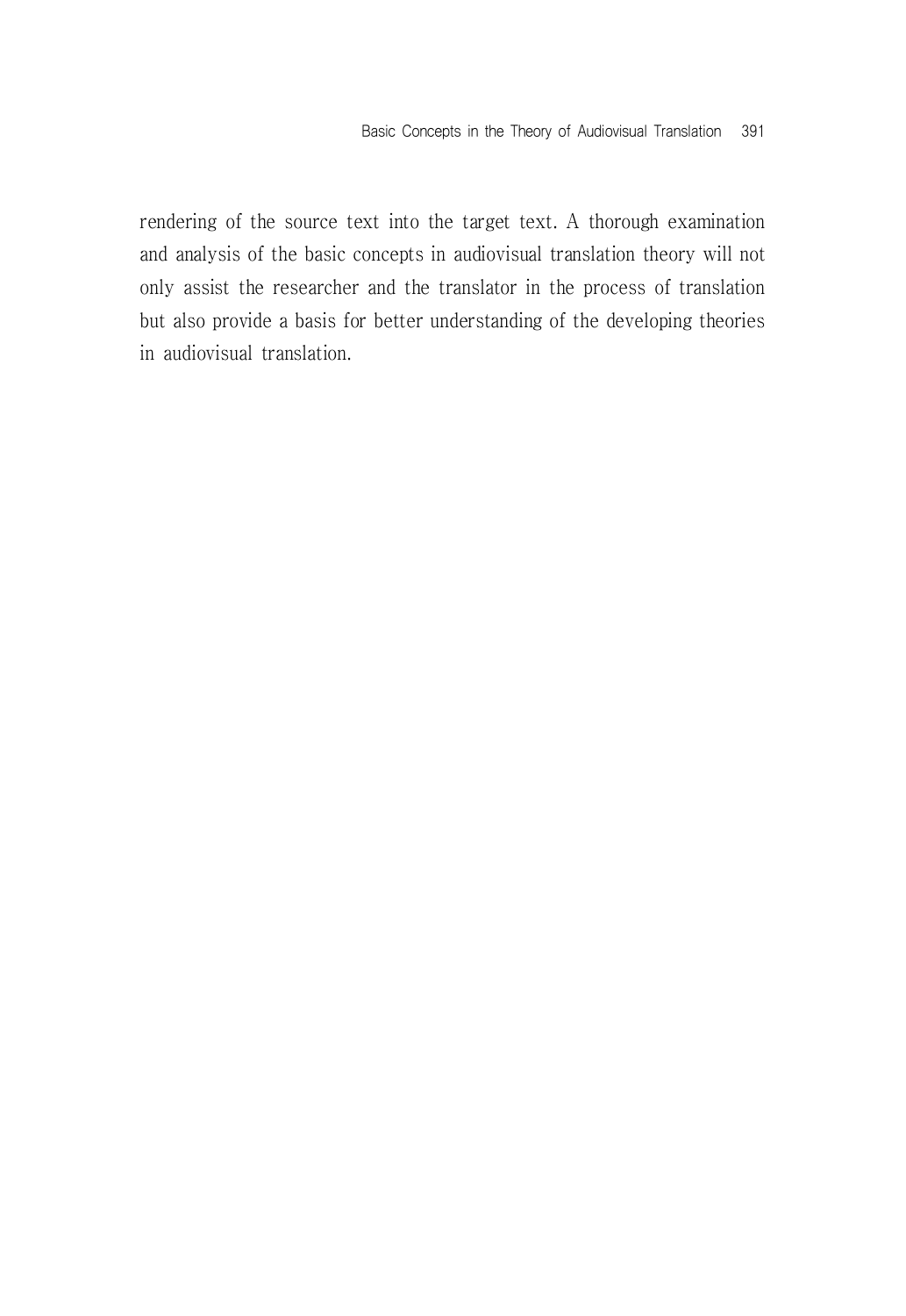rendering of the source text into the target text. A thorough examination and analysis of the basic concepts in audiovisual translation theory will not only assist the researcher and the translator in the process of translation but also provide a basis for better understanding of the developing theories in audiovisual translation.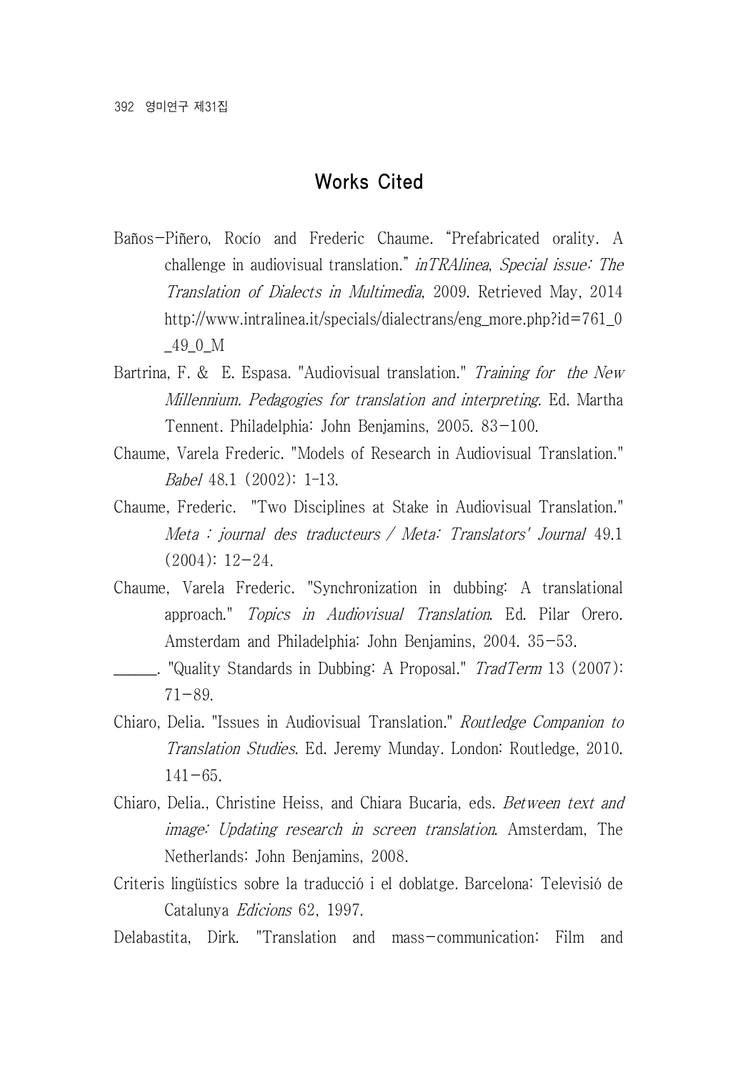## Works Cited

Baños-Piñero, Rocío and Frederic Chaume. "Prefabricated orality. A challenge in audiovisual translation." *inTRAlinea*, *Special issue: The Translation of Dialects in Multimedia*, 2009. Retrieved May, 2014 http://www.intralinea.it/specials/dialectrans/eng_more.php?id=761_0_49_0_M

Bartrina, F. & E. Espasa. "Audiovisual translation." *Training for the New Millennium. Pedagogies for translation and interpreting.* Ed. Martha Tennent. Philadelphia: John Benjamins, 2005. 83-100.

Chaume, Varela Frederic. "Models of Research in Audiovisual Translation." *Babel* 48.1 (2002): 1-13.

Chaume, Frederic. "Two Disciplines at Stake in Audiovisual Translation." *Meta : journal des traducteurs / Meta: Translators' Journal* 49.1 (2004): 12-24.

Chaume, Varela Frederic. "Synchronization in dubbing: A translational approach." *Topics in Audiovisual Translation*. Ed. Pilar Orero. Amsterdam and Philadelphia: John Benjamins, 2004. 35-53.

______. "Quality Standards in Dubbing: A Proposal." *TradTerm* 13 (2007): 71-89.

Chiaro, Delia. "Issues in Audiovisual Translation." *Routledge Companion to Translation Studies*. Ed. Jeremy Munday. London: Routledge, 2010. 141-65.

Chiaro, Delia., Christine Heiss, and Chiara Bucaria, eds. *Between text and image: Updating research in screen translation*. Amsterdam, The Netherlands: John Benjamins, 2008.

Criteris lingüístics sobre la traducció i el doblatge. Barcelona: Televisió de Catalunya *Edicions* 62, 1997.

Delabastita, Dirk. "Translation and mass-communication: Film and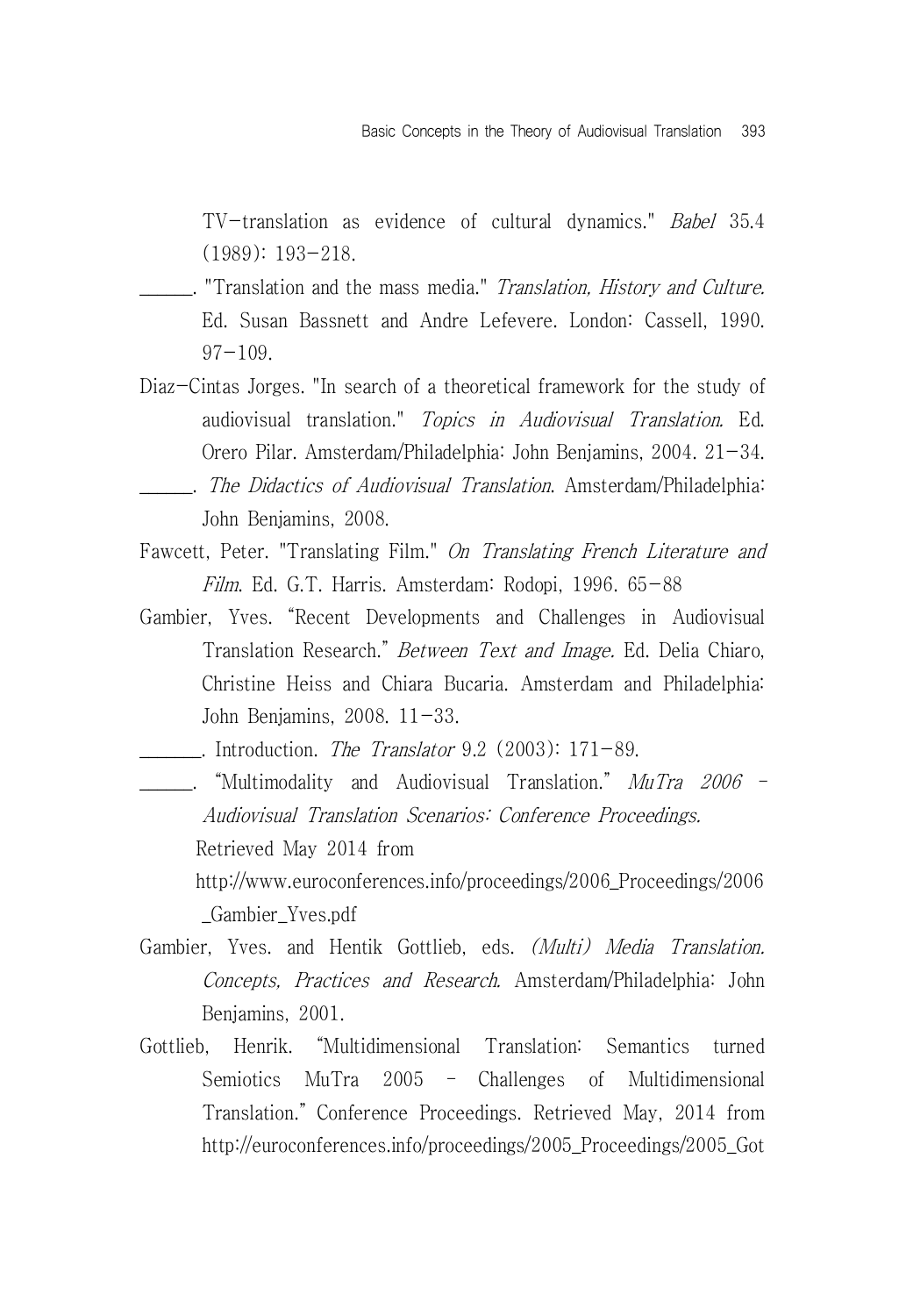TV-translation as evidence of cultural dynamics." *Babel* 35.4 (1989): 193-218.

______. "Translation and the mass media." *Translation, History and Culture.* Ed. Susan Bassnett and Andre Lefevere. London: Cassell, 1990. 97-109.

Diaz-Cintas Jorges. "In search of a theoretical framework for the study of audiovisual translation." *Topics in Audiovisual Translation.* Ed. Orero Pilar. Amsterdam/Philadelphia: John Benjamins, 2004. 21-34.

______. *The Didactics of Audiovisual Translation.* Amsterdam/Philadelphia: John Benjamins, 2008.

Fawcett, Peter. "Translating Film." *On Translating French Literature and Film.* Ed. G.T. Harris. Amsterdam: Rodopi, 1996. 65-88

Gambier, Yves. "Recent Developments and Challenges in Audiovisual Translation Research." *Between Text and Image.* Ed. Delia Chiaro, Christine Heiss and Chiara Bucaria. Amsterdam and Philadelphia: John Benjamins, 2008. 11-33.

______. Introduction. *The Translator* 9.2 (2003): 171-89.

______. "Multimodality and Audiovisual Translation." *MuTra 2006 – Audiovisual Translation Scenarios: Conference Proceedings.* Retrieved May 2014 from http://www.euroconferences.info/proceedings/2006_Proceedings/2006_Gambier_Yves.pdf

Gambier, Yves. and Hentik Gottlieb, eds. *(Multi) Media Translation. Concepts, Practices and Research.* Amsterdam/Philadelphia: John Benjamins, 2001.

Gottlieb, Henrik. "Multidimensional Translation: Semantics turned Semiotics MuTra 2005 – Challenges of Multidimensional Translation." Conference Proceedings. Retrieved May, 2014 from http://euroconferences.info/proceedings/2005_Proceedings/2005_Got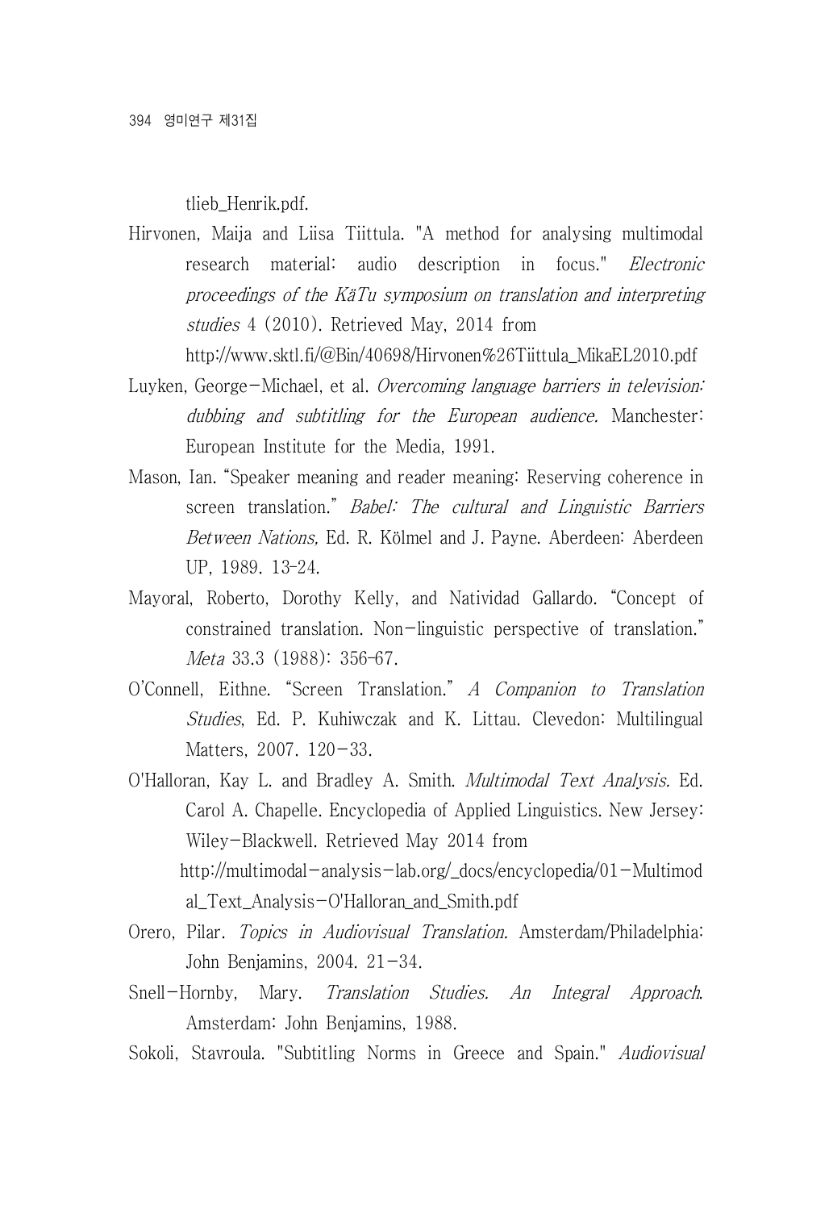tlieb_Henrik.pdf.

Hirvonen, Maija and Liisa Tiittula. "A method for analysing multimodal research material: audio description in focus." *Electronic proceedings of the KäTu symposium on translation and interpreting studies* 4 (2010). Retrieved May, 2014 from http://www.sktl.fi/@Bin/40698/Hirvonen%26Tiittula_MikaEL2010.pdf

Luyken, George-Michael, et al. *Overcoming language barriers in television: dubbing and subtitling for the European audience.* Manchester: European Institute for the Media, 1991.

Mason, Ian. "Speaker meaning and reader meaning: Reserving coherence in screen translation." *Babel: The cultural and Linguistic Barriers Between Nations,* Ed. R. Kölmel and J. Payne. Aberdeen: Aberdeen UP, 1989. 13-24.

Mayoral, Roberto, Dorothy Kelly, and Natividad Gallardo. "Concept of constrained translation. Non-linguistic perspective of translation." *Meta* 33.3 (1988): 356-67.

O'Connell, Eithne. "Screen Translation." *A Companion to Translation Studies*, Ed. P. Kuhiwczak and K. Littau. Clevedon: Multilingual Matters, 2007. 120-33.

O'Halloran, Kay L. and Bradley A. Smith. *Multimodal Text Analysis.* Ed. Carol A. Chapelle. Encyclopedia of Applied Linguistics. New Jersey: Wiley-Blackwell. Retrieved May 2014 from http://multimodal-analysis-lab.org/_docs/encyclopedia/01-Multimodal_Text_Analysis-O'Halloran_and_Smith.pdf

Orero, Pilar. *Topics in Audiovisual Translation.* Amsterdam/Philadelphia: John Benjamins, 2004. 21-34.

Snell-Hornby, Mary. *Translation Studies. An Integral Approach*. Amsterdam: John Benjamins, 1988.

Sokoli, Stavroula. "Subtitling Norms in Greece and Spain." *Audiovisual*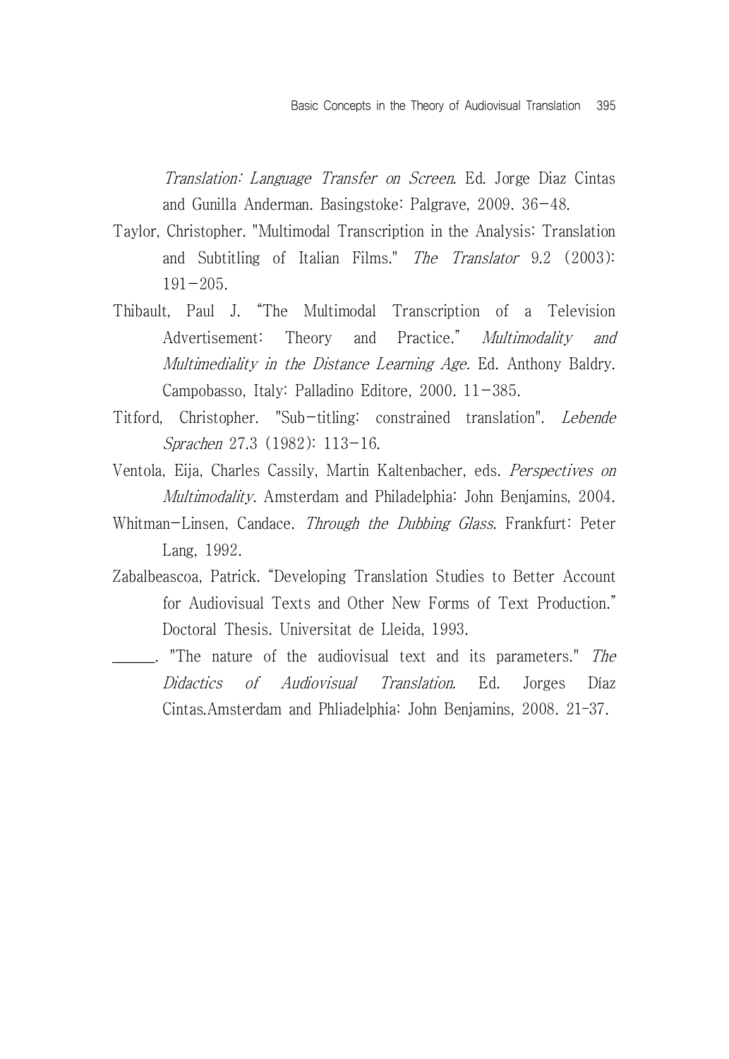*Translation: Language Transfer on Screen*. Ed. Jorge Diaz Cintas and Gunilla Anderman. Basingstoke: Palgrave, 2009. 36-48.

Taylor, Christopher. "Multimodal Transcription in the Analysis: Translation and Subtitling of Italian Films." *The Translator* 9.2 (2003): 191-205.

Thibault, Paul J. "The Multimodal Transcription of a Television Advertisement: Theory and Practice." *Multimodality and Multimediality in the Distance Learning Age*. Ed. Anthony Baldry. Campobasso, Italy: Palladino Editore, 2000. 11-385.

Titford, Christopher. "Sub-titling: constrained translation". *Lebende Sprachen* 27.3 (1982): 113-16.

Ventola, Eija, Charles Cassily, Martin Kaltenbacher, eds. *Perspectives on Multimodality*. Amsterdam and Philadelphia: John Benjamins, 2004.

Whitman-Linsen, Candace. *Through the Dubbing Glass*. Frankfurt: Peter Lang, 1992.

Zabalbeascoa, Patrick. "Developing Translation Studies to Better Account for Audiovisual Texts and Other New Forms of Text Production." Doctoral Thesis. Universitat de Lleida, 1993.

______. "The nature of the audiovisual text and its parameters." *The Didactics of Audiovisual Translation*. Ed. Jorges Díaz Cintas.Amsterdam and Phliadelphia: John Benjamins, 2008. 21-37.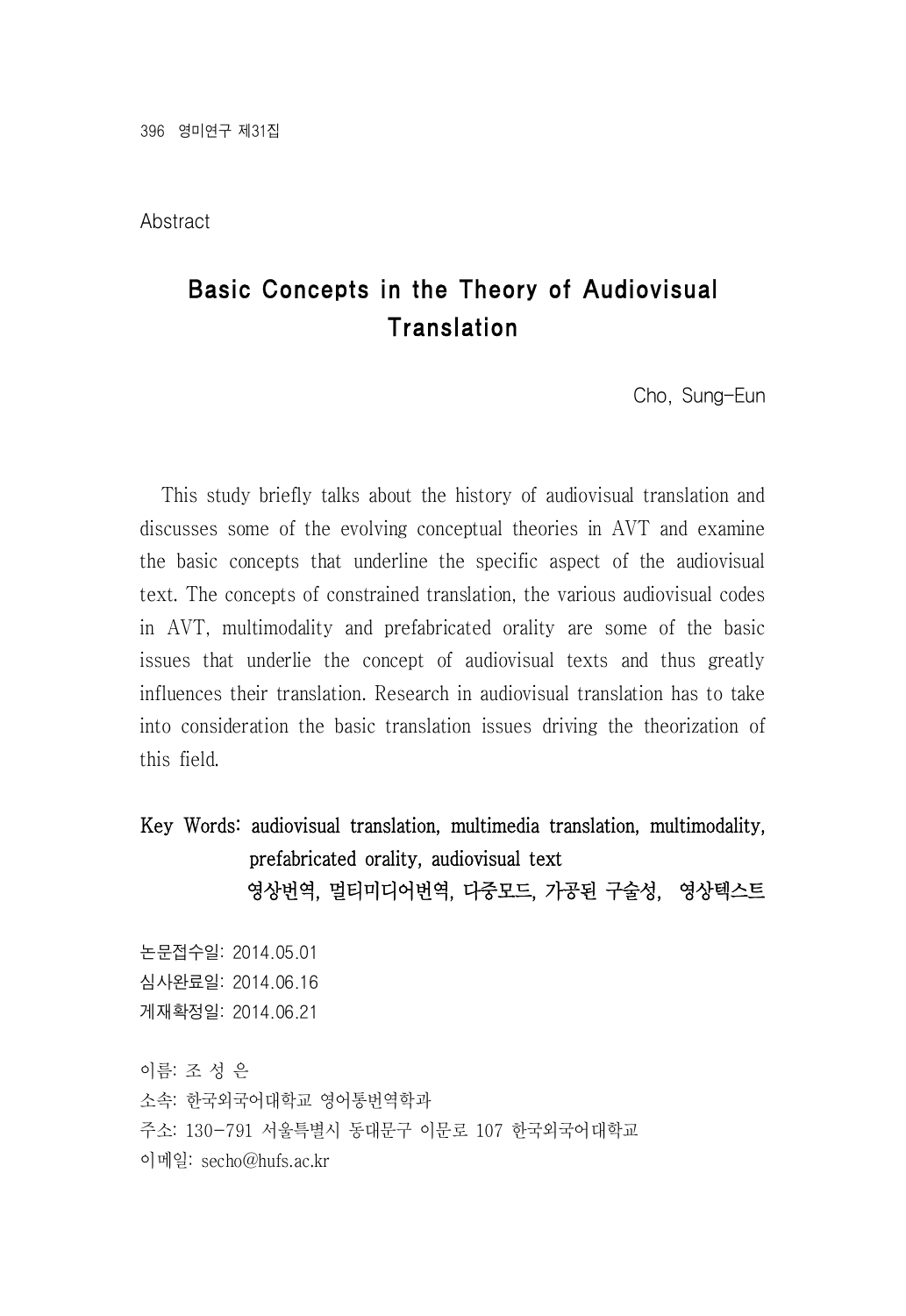Abstract

## Basic Concepts in the Theory of Audiovisual Translation

Cho, Sung-Eun

This study briefly talks about the history of audiovisual translation and discusses some of the evolving conceptual theories in AVT and examine the basic concepts that underline the specific aspect of the audiovisual text. The concepts of constrained translation, the various audiovisual codes in AVT, multimodality and prefabricated orality are some of the basic issues that underlie the concept of audiovisual texts and thus greatly influences their translation. Research in audiovisual translation has to take into consideration the basic translation issues driving the theorization of this field.

**Key Words: audiovisual translation, multimedia translation, multimodality, prefabricated orality, audiovisual text**
**영상번역, 멀티미디어번역, 다중모드, 가공된 구술성, 영상텍스트**

논문접수일: 2014.05.01
심사완료일: 2014.06.16
게재확정일: 2014.06.21

이름: 조 성 은
소속: 한국외국어대학교 영어통번역학과
주소: 130-791 서울특별시 동대문구 이문로 107 한국외국어대학교
이메일: secho@hufs.ac.kr